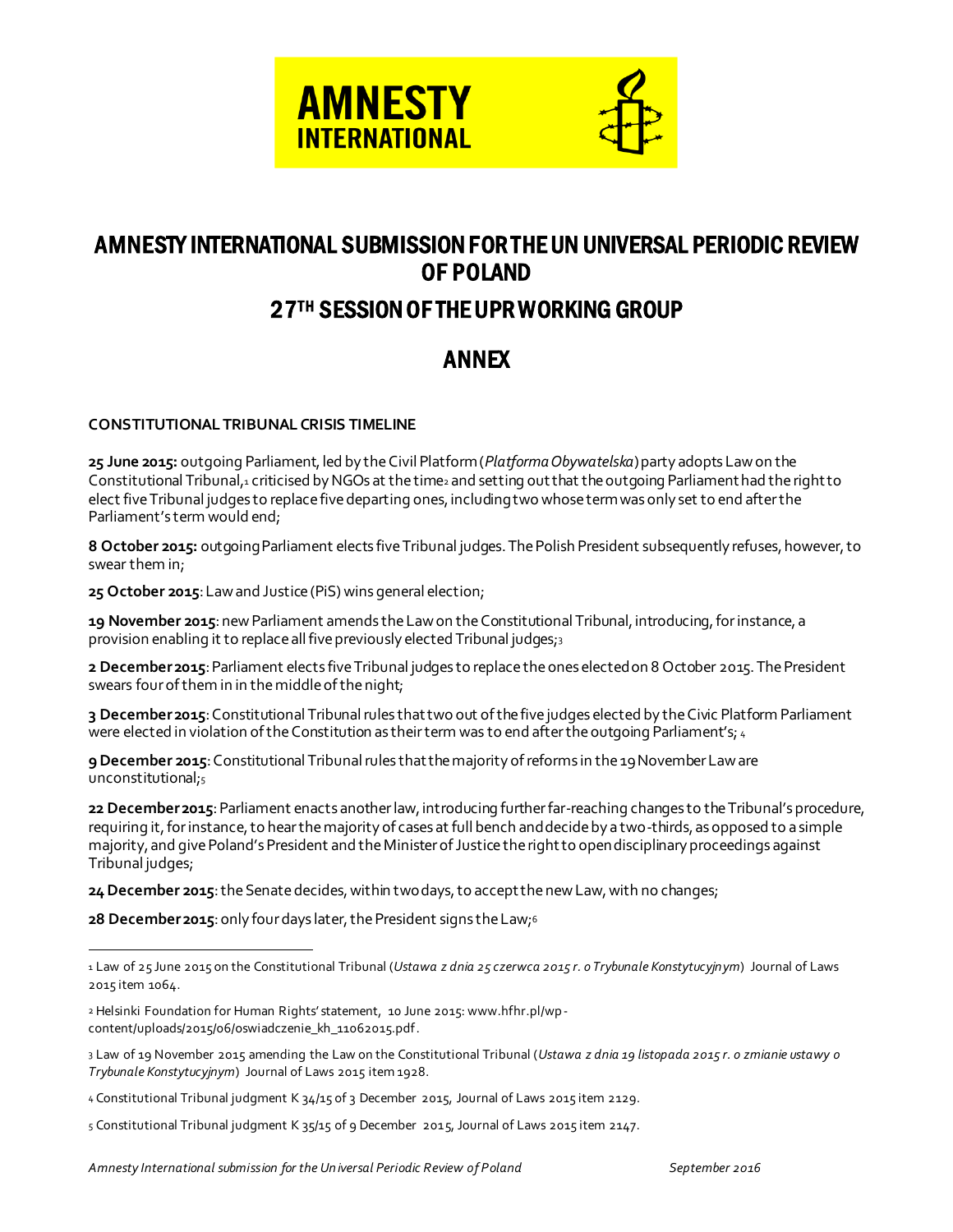AMNESTY INTERNATIONAL

# AMNESTY INTERNATIONAL SUBMISSION FOR THE UN UNIVERSAL PERIODIC REVIEW OF POLAND

## 27TH SESSION OF THE UPR WORKING GROUP

## ANNEX

**CONSTITUTIONAL TRIBUNAL CRISIS TIMELINE**

**25 June 2015:** outgoing Parliament, led by the Civil Platform (*Platforma Obywatelska*) party adopts Law on the Constitutional Tribunal,[1] criticised by NGOs at the time[2] and setting out that the outgoing Parliament had the right to elect five Tribunal judges to replace five departing ones, including two whose term was only set to end after the Parliament's term would end;

**8 October 2015:** outgoing Parliament elects five Tribunal judges. The Polish President subsequently refuses, however, to swear them in;

**25 October 2015**: Law and Justice (PiS) wins general election;

**19 November 2015**: new Parliament amends the Law on the Constitutional Tribunal, introducing, for instance, a provision enabling it to replace all five previously elected Tribunal judges;[3]

**2 December 2015**: Parliament elects five Tribunal judges to replace the ones elected on 8 October 2015. The President swears four of them in in the middle of the night;

**3 December 2015**: Constitutional Tribunal rules that two out of the five judges elected by the Civic Platform Parliament were elected in violation of the Constitution as their term was to end after the outgoing Parliament's; [4]

**9 December 2015**: Constitutional Tribunal rules that the majority of reforms in the 19 November Law are unconstitutional;[5]

**22 December 2015**: Parliament enacts another law, introducing further far-reaching changes to the Tribunal's procedure, requiring it, for instance, to hear the majority of cases at full bench and decide by a two-thirds, as opposed to a simple majority, and give Poland's President and the Minister of Justice the right to open disciplinary proceedings against Tribunal judges;

**24 December 2015**: the Senate decides, within two days, to accept the new Law, with no changes;

**28 December 2015**: only four days later, the President signs the Law;[6]

---

[1] Law of 25 June 2015 on the Constitutional Tribunal (*Ustawa z dnia 25 czerwca 2015 r. o Trybunale Konstytucyjnym*) Journal of Laws 2015 item 1064.

[2] Helsinki Foundation for Human Rights' statement, 10 June 2015: www.hfhr.pl/wp-content/uploads/2015/06/oswiadczenie_kh_11062015.pdf.

[3] Law of 19 November 2015 amending the Law on the Constitutional Tribunal (*Ustawa z dnia 19 listopada 2015 r. o zmianie ustawy o Trybunale Konstytucyjnym*) Journal of Laws 2015 item 1928.

[4] Constitutional Tribunal judgment K 34/15 of 3 December 2015, Journal of Laws 2015 item 2129.

[5] Constitutional Tribunal judgment K 35/15 of 9 December 2015, Journal of Laws 2015 item 2147.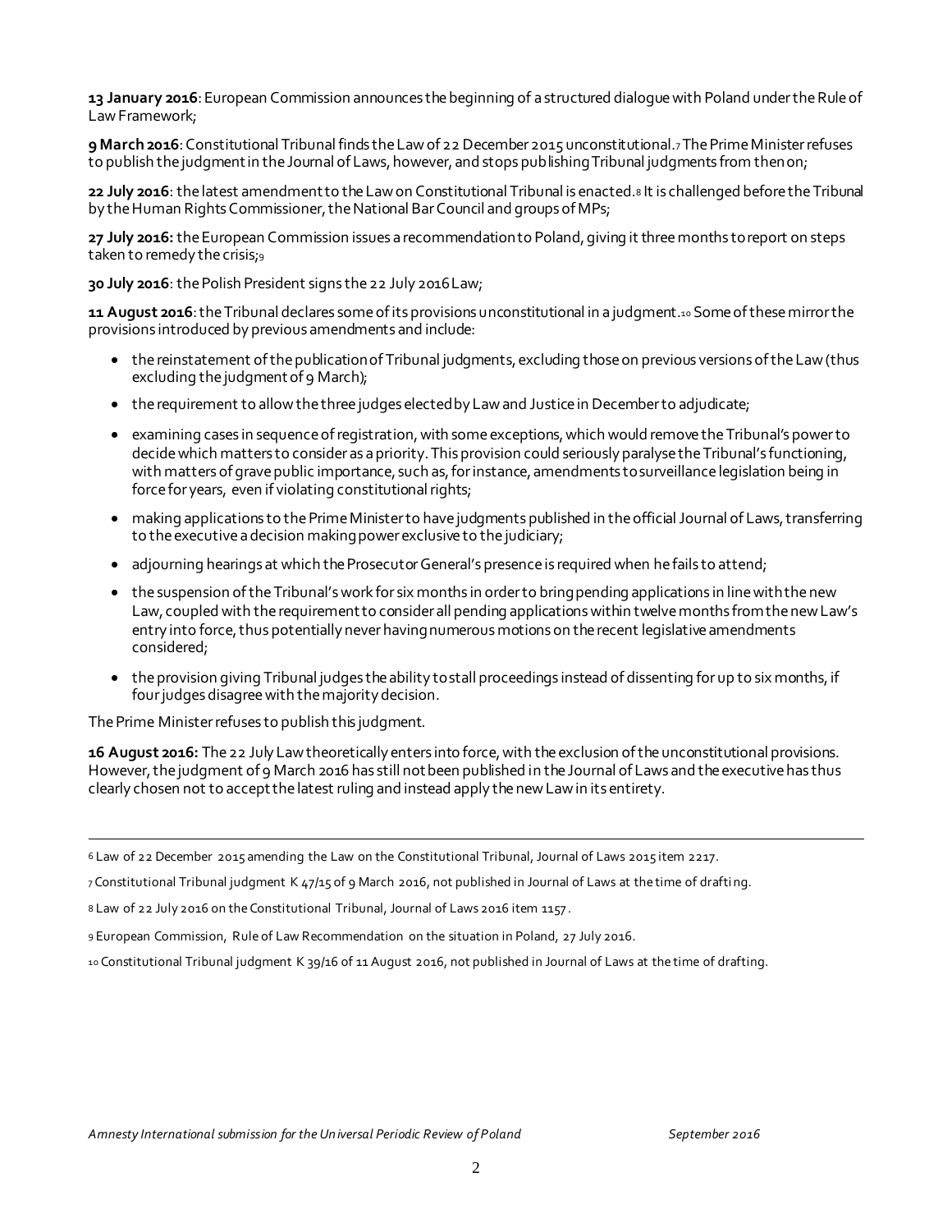**13 January 2016**: European Commission announces the beginning of a structured dialogue with Poland under the Rule of Law Framework;

**9 March 2016**: Constitutional Tribunal finds the Law of 22 December 2015 unconstitutional.[7] The Prime Minister refuses to publish the judgment in the Journal of Laws, however, and stops publishing Tribunal judgments from then on;

**22 July 2016**: the latest amendment to the Law on Constitutional Tribunal is enacted.[8] It is challenged before the Tribunal by the Human Rights Commissioner, the National Bar Council and groups of MPs;

**27 July 2016:** the European Commission issues a recommendation to Poland, giving it three months to report on steps taken to remedy the crisis;[9]

**30 July 2016**: the Polish President signs the 22 July 2016 Law;

**11 August 2016**: the Tribunal declares some of its provisions unconstitutional in a judgment.[10] Some of these mirror the provisions introduced by previous amendments and include:

- the reinstatement of the publication of Tribunal judgments, excluding those on previous versions of the Law (thus excluding the judgment of 9 March);
- the requirement to allow the three judges elected by Law and Justice in December to adjudicate;
- examining cases in sequence of registration, with some exceptions, which would remove the Tribunal's power to decide which matters to consider as a priority. This provision could seriously paralyse the Tribunal's functioning, with matters of grave public importance, such as, for instance, amendments to surveillance legislation being in force for years, even if violating constitutional rights;
- making applications to the Prime Minister to have judgments published in the official Journal of Laws, transferring to the executive a decision making power exclusive to the judiciary;
- adjourning hearings at which the Prosecutor General's presence is required when he fails to attend;
- the suspension of the Tribunal's work for six months in order to bring pending applications in line with the new Law, coupled with the requirement to consider all pending applications within twelve months from the new Law's entry into force, thus potentially never having numerous motions on the recent legislative amendments considered;
- the provision giving Tribunal judges the ability to stall proceedings instead of dissenting for up to six months, if four judges disagree with the majority decision.

The Prime Minister refuses to publish this judgment.

**16 August 2016:** The 22 July Law theoretically enters into force, with the exclusion of the unconstitutional provisions. However, the judgment of 9 March 2016 has still not been published in the Journal of Laws and the executive has thus clearly chosen not to accept the latest ruling and instead apply the new Law in its entirety.

---

[6] Law of 22 December 2015 amending the Law on the Constitutional Tribunal, Journal of Laws 2015 item 2217.

[7] Constitutional Tribunal judgment K 47/15 of 9 March 2016, not published in Journal of Laws at the time of drafting.

[8] Law of 22 July 2016 on the Constitutional Tribunal, Journal of Laws 2016 item 1157.

[9] European Commission, Rule of Law Recommendation on the situation in Poland, 27 July 2016.

[10] Constitutional Tribunal judgment K 39/16 of 11 August 2016, not published in Journal of Laws at the time of drafting.